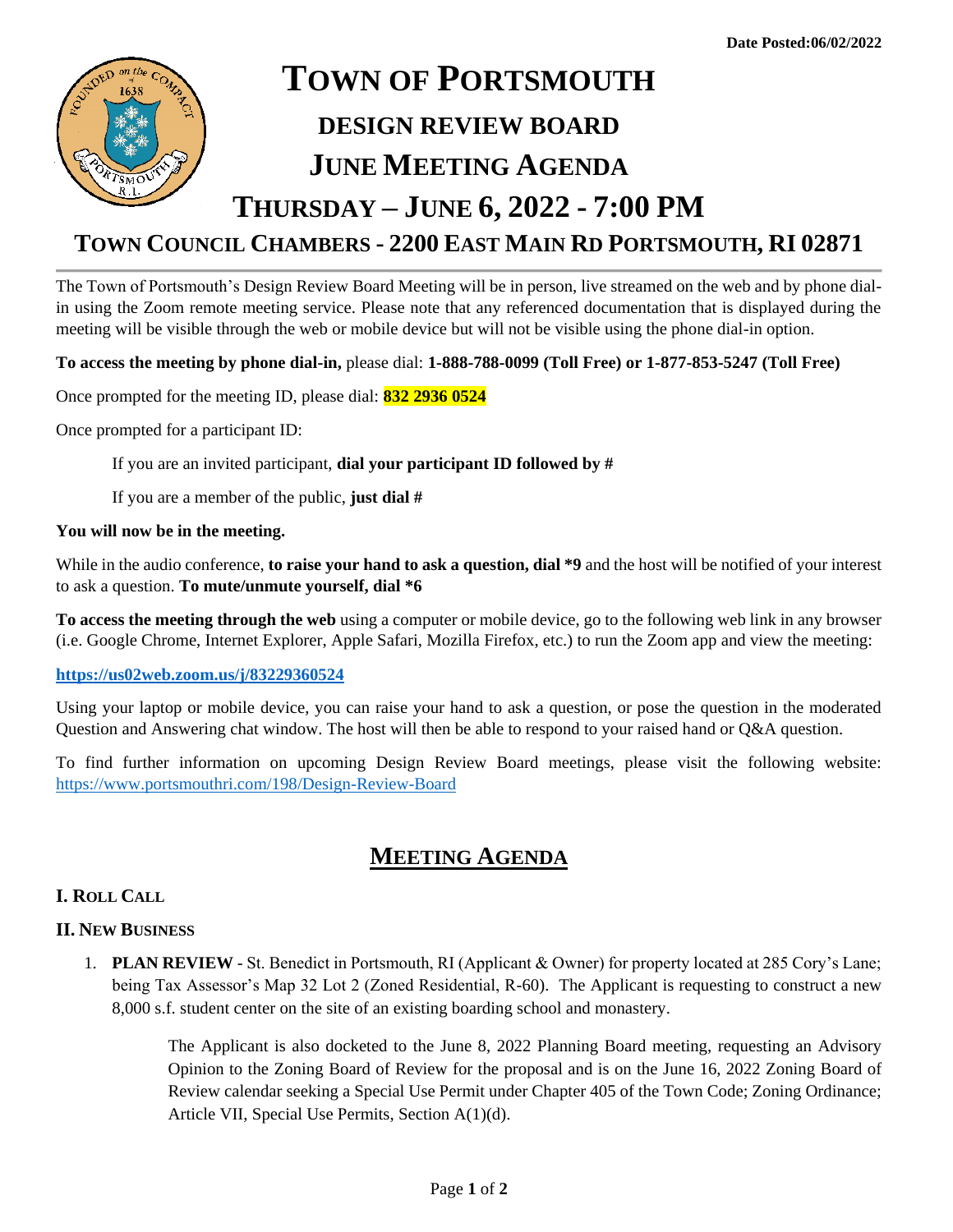Date Posted:06/02/2022

# TOWN OF PORTSMOUTH

## DESIGN REVIEW BOARD

## JUNE MEETING AGENDA

## THURSDAY – JUNE 6, 2022 - 7:00 PM

### TOWN COUNCIL CHAMBERS - 2200 EAST MAIN RD PORTSMOUTH, RI 02871

The Town of Portsmouth's Design Review Board Meeting will be in person, live streamed on the web and by phone dial-in using the Zoom remote meeting service. Please note that any referenced documentation that is displayed during the meeting will be visible through the web or mobile device but will not be visible using the phone dial-in option.

**To access the meeting by phone dial-in,** please dial: **1-888-788-0099 (Toll Free) or 1-877-853-5247 (Toll Free)**

Once prompted for the meeting ID, please dial: **832 2936 0524**

Once prompted for a participant ID:

If you are an invited participant, **dial your participant ID followed by #**

If you are a member of the public, **just dial #**

**You will now be in the meeting.**

While in the audio conference, **to raise your hand to ask a question, dial *9** and the host will be notified of your interest to ask a question. **To mute/unmute yourself, dial *6**

**To access the meeting through the web** using a computer or mobile device, go to the following web link in any browser (i.e. Google Chrome, Internet Explorer, Apple Safari, Mozilla Firefox, etc.) to run the Zoom app and view the meeting:

**https://us02web.zoom.us/j/83229360524**

Using your laptop or mobile device, you can raise your hand to ask a question, or pose the question in the moderated Question and Answering chat window. The host will then be able to respond to your raised hand or Q&A question.

To find further information on upcoming Design Review Board meetings, please visit the following website: https://www.portsmouthri.com/198/Design-Review-Board

## MEETING AGENDA

### I. ROLL CALL

### II. NEW BUSINESS

1. **PLAN REVIEW** - St. Benedict in Portsmouth, RI (Applicant & Owner) for property located at 285 Cory's Lane; being Tax Assessor's Map 32 Lot 2 (Zoned Residential, R-60). The Applicant is requesting to construct a new 8,000 s.f. student center on the site of an existing boarding school and monastery.

   The Applicant is also docketed to the June 8, 2022 Planning Board meeting, requesting an Advisory Opinion to the Zoning Board of Review for the proposal and is on the June 16, 2022 Zoning Board of Review calendar seeking a Special Use Permit under Chapter 405 of the Town Code; Zoning Ordinance; Article VII, Special Use Permits, Section A(1)(d).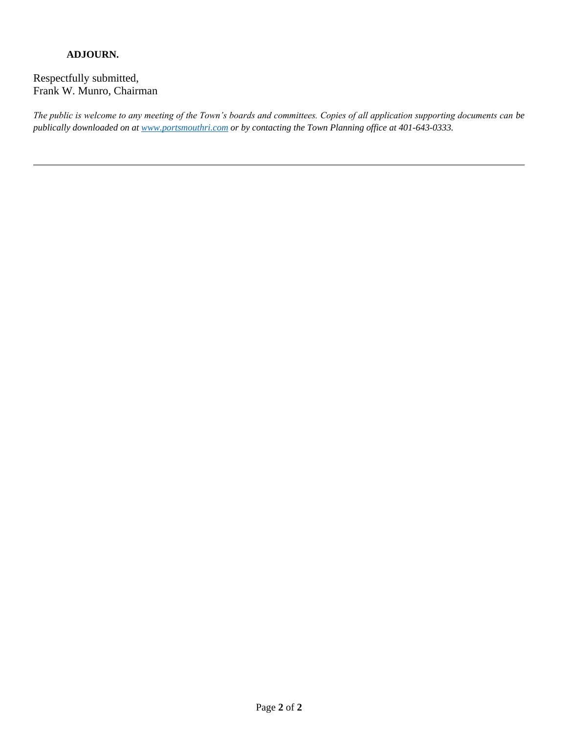**ADJOURN.**

Respectfully submitted,
Frank W. Munro, Chairman

*The public is welcome to any meeting of the Town's boards and committees. Copies of all application supporting documents can be publically downloaded on at [www.portsmouthri.com](http://www.portsmouthri.com) or by contacting the Town Planning office at 401-643-0333.*

---